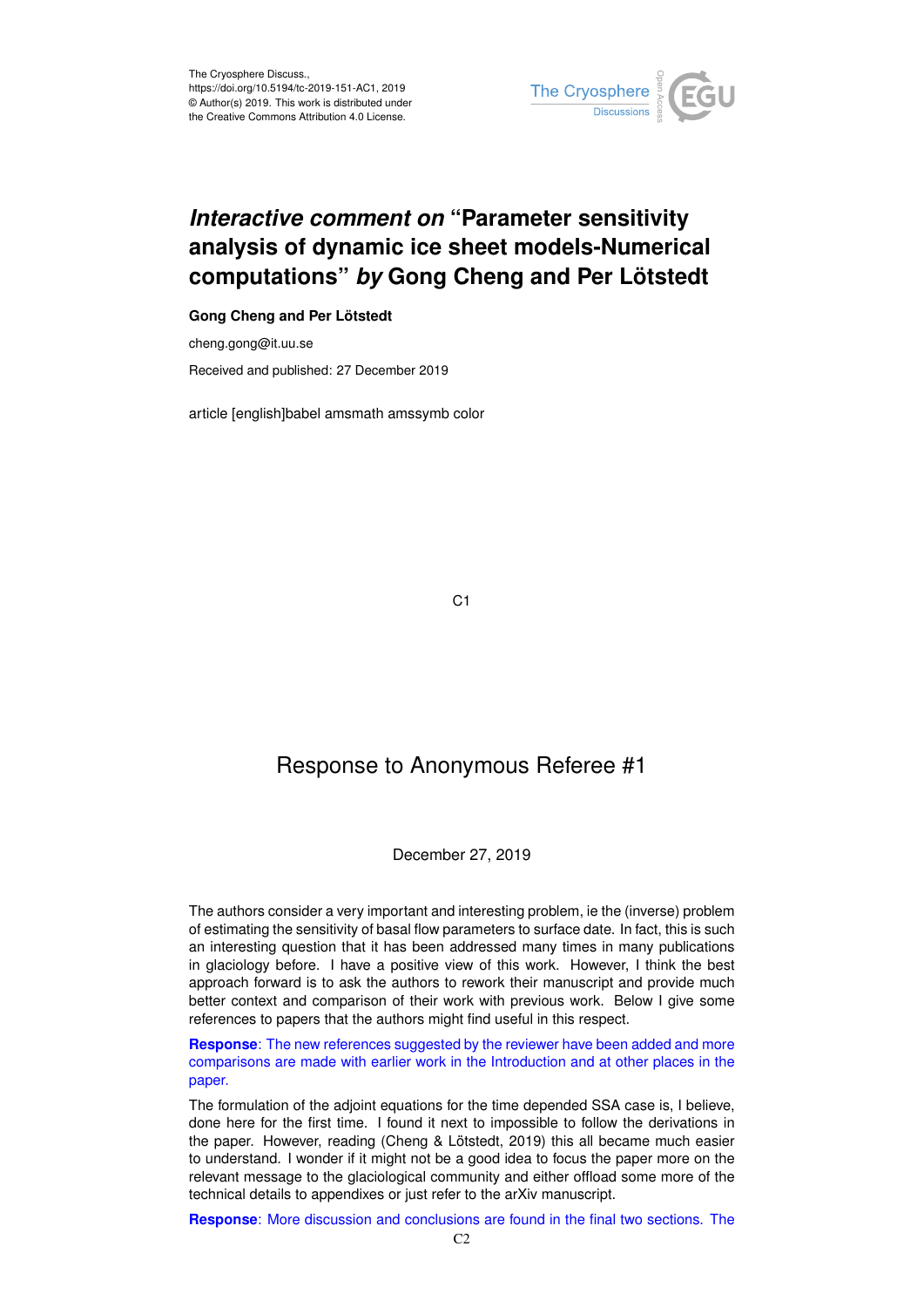# *Interactive comment on* "Parameter sensitivity analysis of dynamic ice sheet models-Numerical computations" *by* Gong Cheng and Per Lötstedt

**Gong Cheng and Per Lötstedt**

cheng.gong@it.uu.se

Received and published: 27 December 2019

article [english]babel amsmath amssymb color

## Response to Anonymous Referee #1

December 27, 2019

The authors consider a very important and interesting problem, ie the (inverse) problem of estimating the sensitivity of basal flow parameters to surface date. In fact, this is such an interesting question that it has been addressed many times in many publications in glaciology before. I have a positive view of this work. However, I think the best approach forward is to ask the authors to rework their manuscript and provide much better context and comparison of their work with previous work. Below I give some references to papers that the authors might find useful in this respect.

**Response**: The new references suggested by the reviewer have been added and more comparisons are made with earlier work in the Introduction and at other places in the paper.

The formulation of the adjoint equations for the time depended SSA case is, I believe, done here for the first time. I found it next to impossible to follow the derivations in the paper. However, reading (Cheng & Lötstedt, 2019) this all became much easier to understand. I wonder if it might not be a good idea to focus the paper more on the relevant message to the glaciological community and either offload some more of the technical details to appendixes or just refer to the arXiv manuscript.

**Response**: More discussion and conclusions are found in the final two sections. The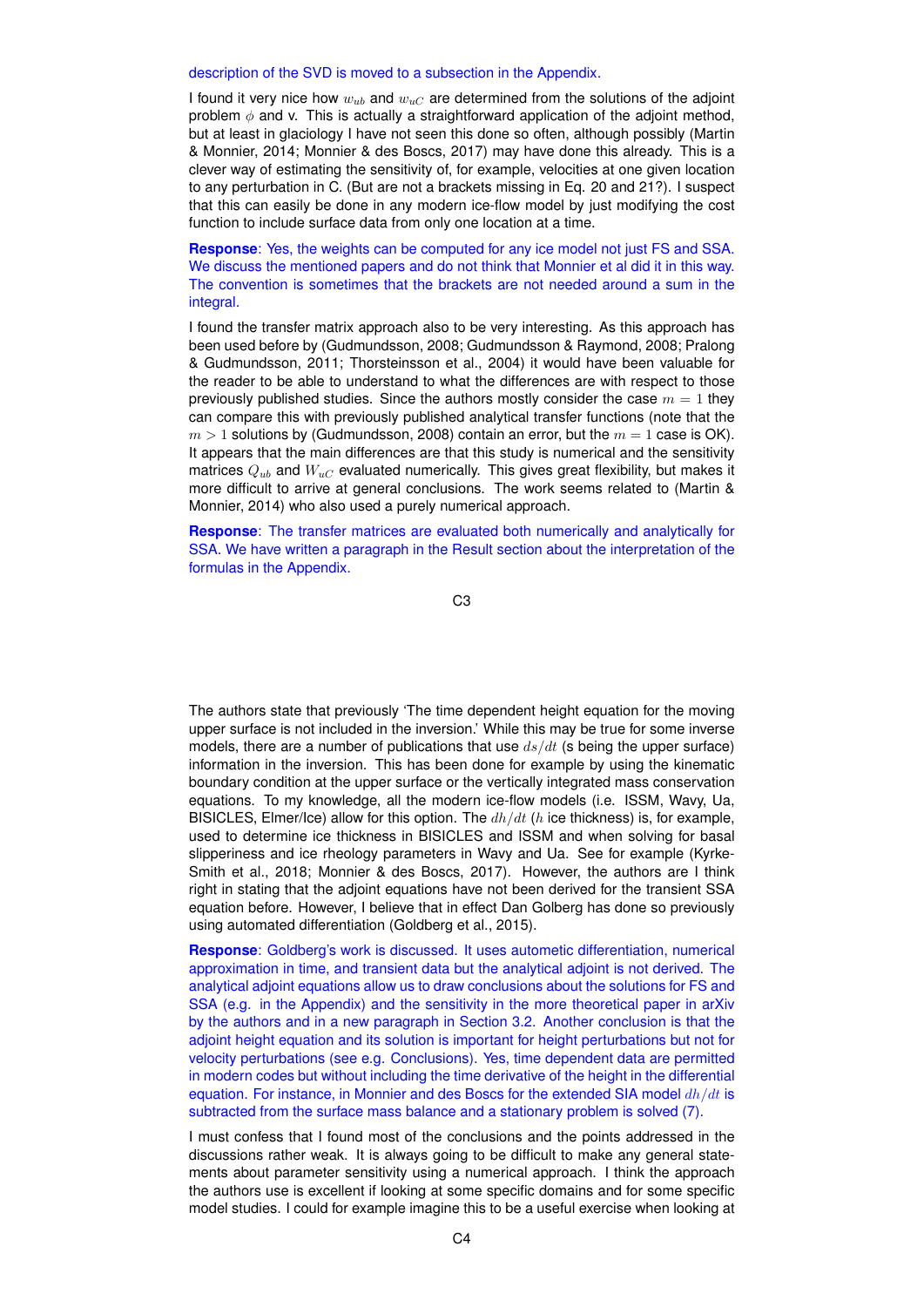description of the SVD is moved to a subsection in the Appendix.

I found it very nice how $w_{ub}$ and $w_{uC}$ are determined from the solutions of the adjoint problem $\phi$ and v. This is actually a straightforward application of the adjoint method, but at least in glaciology I have not seen this done so often, although possibly (Martin & Monnier, 2014; Monnier & des Boscs, 2017) may have done this already. This is a clever way of estimating the sensitivity of, for example, velocities at one given location to any perturbation in C. (But are not a brackets missing in Eq. 20 and 21?). I suspect that this can easily be done in any modern ice-flow model by just modifying the cost function to include surface data from only one location at a time.

**Response**: Yes, the weights can be computed for any ice model not just FS and SSA. We discuss the mentioned papers and do not think that Monnier et al did it in this way. The convention is sometimes that the brackets are not needed around a sum in the integral.

I found the transfer matrix approach also to be very interesting. As this approach has been used before by (Gudmundsson, 2008; Gudmundsson & Raymond, 2008; Pralong & Gudmundsson, 2011; Thorsteinsson et al., 2004) it would have been valuable for the reader to be able to understand to what the differences are with respect to those previously published studies. Since the authors mostly consider the case $m = 1$ they can compare this with previously published analytical transfer functions (note that the $m > 1$ solutions by (Gudmundsson, 2008) contain an error, but the $m = 1$ case is OK). It appears that the main differences are that this study is numerical and the sensitivity matrices $Q_{ub}$ and $W_{uC}$ evaluated numerically. This gives great flexibility, but makes it more difficult to arrive at general conclusions. The work seems related to (Martin & Monnier, 2014) who also used a purely numerical approach.

**Response**: The transfer matrices are evaluated both numerically and analytically for SSA. We have written a paragraph in the Result section about the interpretation of the formulas in the Appendix.

The authors state that previously 'The time dependent height equation for the moving upper surface is not included in the inversion.' While this may be true for some inverse models, there are a number of publications that use $ds/dt$ ($s$ being the upper surface) information in the inversion. This has been done for example by using the kinematic boundary condition at the upper surface or the vertically integrated mass conservation equations. To my knowledge, all the modern ice-flow models (i.e. ISSM, Wavy, Ua, BISICLES, Elmer/Ice) allow for this option. The $dh/dt$ ($h$ ice thickness) is, for example, used to determine ice thickness in BISICLES and ISSM and when solving for basal slipperiness and ice rheology parameters in Wavy and Ua. See for example (Kyrke-Smith et al., 2018; Monnier & des Boscs, 2017). However, the authors are I think right in stating that the adjoint equations have not been derived for the transient SSA equation before. However, I believe that in effect Dan Golberg has done so previously using automated differentiation (Goldberg et al., 2015).

**Response**: Goldberg's work is discussed. It uses automatic differentiation, numerical approximation in time, and transient data but the analytical adjoint is not derived. The analytical adjoint equations allow us to draw conclusions about the solutions for FS and SSA (e.g. in the Appendix) and the sensitivity in the more theoretical paper in arXiv by the authors and in a new paragraph in Section 3.2. Another conclusion is that the adjoint height equation and its solution is important for height perturbations but not for velocity perturbations (see e.g. Conclusions). Yes, time dependent data are permitted in modern codes but without including the time derivative of the height in the differential equation. For instance, in Monnier and des Boscs for the extended SIA model $dh/dt$ is subtracted from the surface mass balance and a stationary problem is solved (7).

I must confess that I found most of the conclusions and the points addressed in the discussions rather weak. It is always going to be difficult to make any general statements about parameter sensitivity using a numerical approach. I think the approach the authors use is excellent if looking at some specific domains and for some specific model studies. I could for example imagine this to be a useful exercise when looking at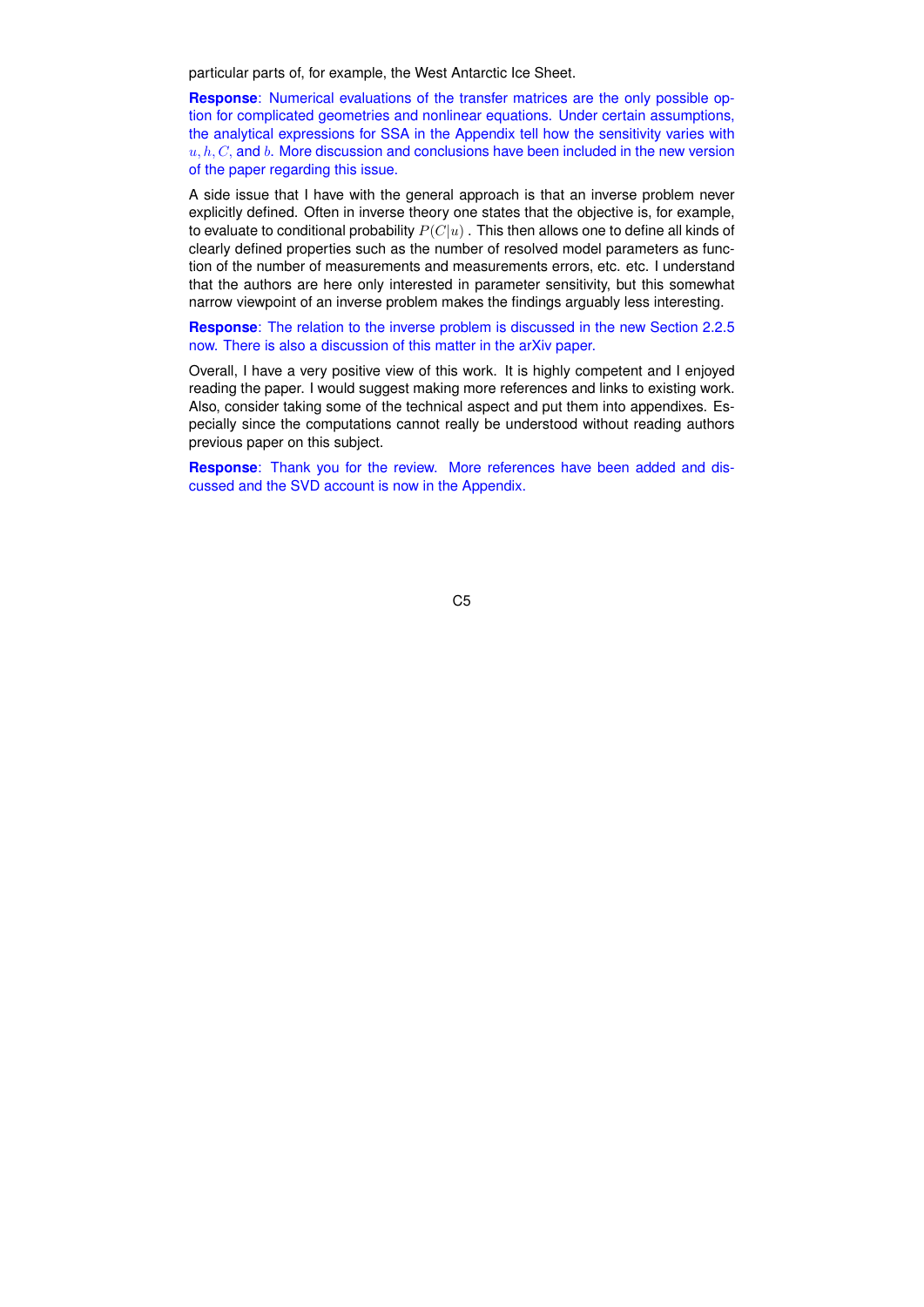particular parts of, for example, the West Antarctic Ice Sheet.

**Response**: Numerical evaluations of the transfer matrices are the only possible option for complicated geometries and nonlinear equations. Under certain assumptions, the analytical expressions for SSA in the Appendix tell how the sensitivity varies with $u, h, C$, and $b$. More discussion and conclusions have been included in the new version of the paper regarding this issue.

A side issue that I have with the general approach is that an inverse problem never explicitly defined. Often in inverse theory one states that the objective is, for example, to evaluate to conditional probability $P(C|u)$ . This then allows one to define all kinds of clearly defined properties such as the number of resolved model parameters as function of the number of measurements and measurements errors, etc. etc. I understand that the authors are here only interested in parameter sensitivity, but this somewhat narrow viewpoint of an inverse problem makes the findings arguably less interesting.

**Response**: The relation to the inverse problem is discussed in the new Section 2.2.5 now. There is also a discussion of this matter in the arXiv paper.

Overall, I have a very positive view of this work. It is highly competent and I enjoyed reading the paper. I would suggest making more references and links to existing work. Also, consider taking some of the technical aspect and put them into appendixes. Especially since the computations cannot really be understood without reading authors previous paper on this subject.

**Response**: Thank you for the review. More references have been added and discussed and the SVD account is now in the Appendix.